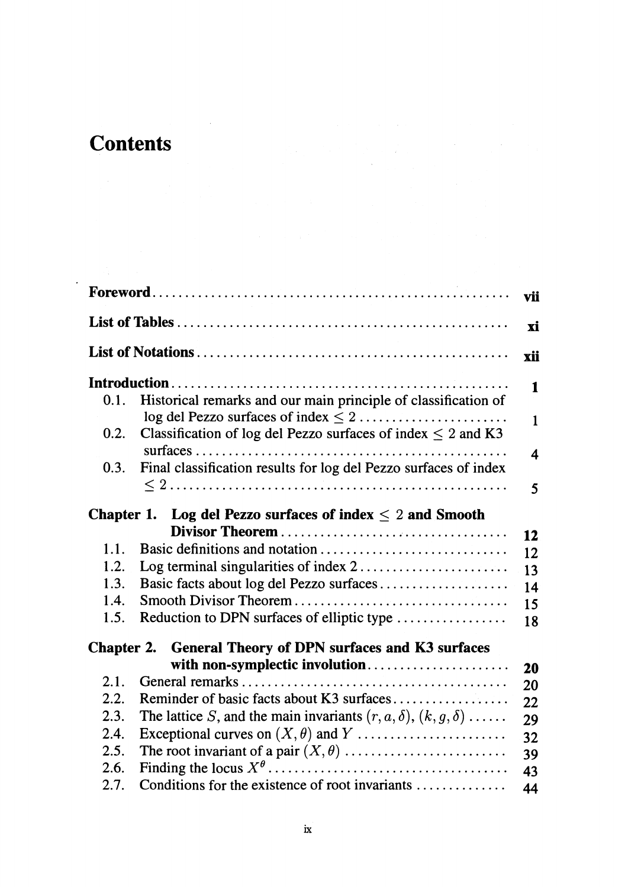# Contents

| | |
|---|---|
| **Foreword** | **vii** |
| **List of Tables** | **xi** |
| **List of Notations** | **xii** |
| **Introduction** | **1** |
| 0.1. Historical remarks and our main principle of classification of log del Pezzo surfaces of index $\leq 2$ | 1 |
| 0.2. Classification of log del Pezzo surfaces of index $\leq 2$ and K3 surfaces | 4 |
| 0.3. Final classification results for log del Pezzo surfaces of index $\leq 2$ | 5 |
| **Chapter 1. Log del Pezzo surfaces of index $\leq 2$ and Smooth Divisor Theorem** | **12** |
| 1.1. Basic definitions and notation | 12 |
| 1.2. Log terminal singularities of index 2 | 13 |
| 1.3. Basic facts about log del Pezzo surfaces | 14 |
| 1.4. Smooth Divisor Theorem | 15 |
| 1.5. Reduction to DPN surfaces of elliptic type | 18 |
| **Chapter 2. General Theory of DPN surfaces and K3 surfaces with non-symplectic involution** | **20** |
| 2.1. General remarks | 20 |
| 2.2. Reminder of basic facts about K3 surfaces | 22 |
| 2.3. The lattice $S$, and the main invariants $(r, a, \delta)$, $(k, g, \delta)$ | 29 |
| 2.4. Exceptional curves on $(X, \theta)$ and $Y$ | 32 |
| 2.5. The root invariant of a pair $(X, \theta)$ | 39 |
| 2.6. Finding the locus $X^{\theta}$ | 43 |
| 2.7. Conditions for the existence of root invariants | 44 |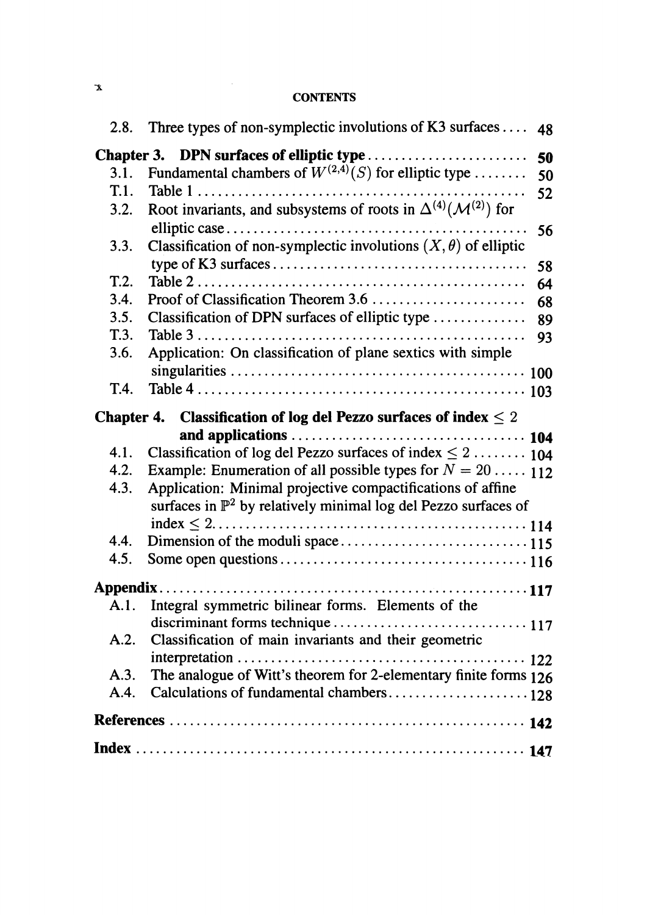## CONTENTS

2.8. Three types of non-symplectic involutions of K3 surfaces .... 48

**Chapter 3. DPN surfaces of elliptic type** ........................ **50**

3.1. Fundamental chambers of $W^{(2,4)}(S)$ for elliptic type ........ 50

T.1. Table 1 ................................................ 52

3.2. Root invariants, and subsystems of roots in $\Delta^{(4)}(\mathcal{M}^{(2)})$ for elliptic case ........................................... 56

3.3. Classification of non-symplectic involutions $(X, \theta)$ of elliptic type of K3 surfaces ..................................... 58

T.2. Table 2 ................................................ 64

3.4. Proof of Classification Theorem 3.6 ....................... 68

3.5. Classification of DPN surfaces of elliptic type ............. 89

T.3. Table 3 ................................................ 93

3.6. Application: On classification of plane sextics with simple singularities ........................................... 100

T.4. Table 4 ................................................ 103

**Chapter 4. Classification of log del Pezzo surfaces of index $\leq 2$ and applications** .................................. **104**

4.1. Classification of log del Pezzo surfaces of index $\leq 2$ ........ 104

4.2. Example: Enumeration of all possible types for $N = 20$ ..... 112

4.3. Application: Minimal projective compactifications of affine surfaces in $\mathbb{P}^2$ by relatively minimal log del Pezzo surfaces of index $\leq 2$ ............................................. 114

4.4. Dimension of the moduli space ........................... 115

4.5. Some open questions .................................... 116

**Appendix** ....................................................... **117**

A.1. Integral symmetric bilinear forms. Elements of the discriminant forms technique ............................. 117

A.2. Classification of main invariants and their geometric interpretation .......................................... 122

A.3. The analogue of Witt's theorem for 2-elementary finite forms 126

A.4. Calculations of fundamental chambers ..................... 128

**References** ..................................................... **142**

**Index** .......................................................... **147**